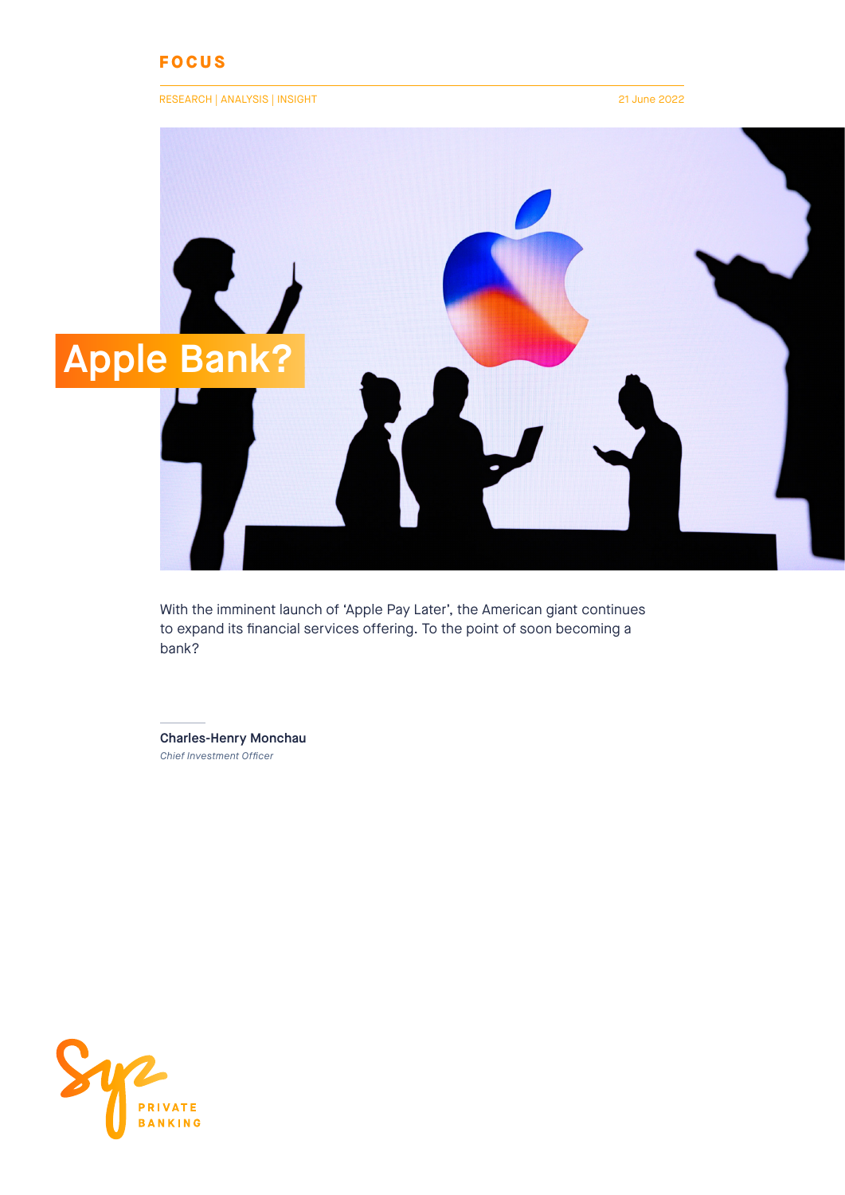FOCUS

RESEARCH | ANALYSIS | INSIGHT

21 June 2022

# Apple Bank?

With the imminent launch of 'Apple Pay Later', the American giant continues to expand its financial services offering. To the point of soon becoming a bank?

**Charles-Henry Monchau**
*Chief Investment Officer*

Syz PRIVATE BANKING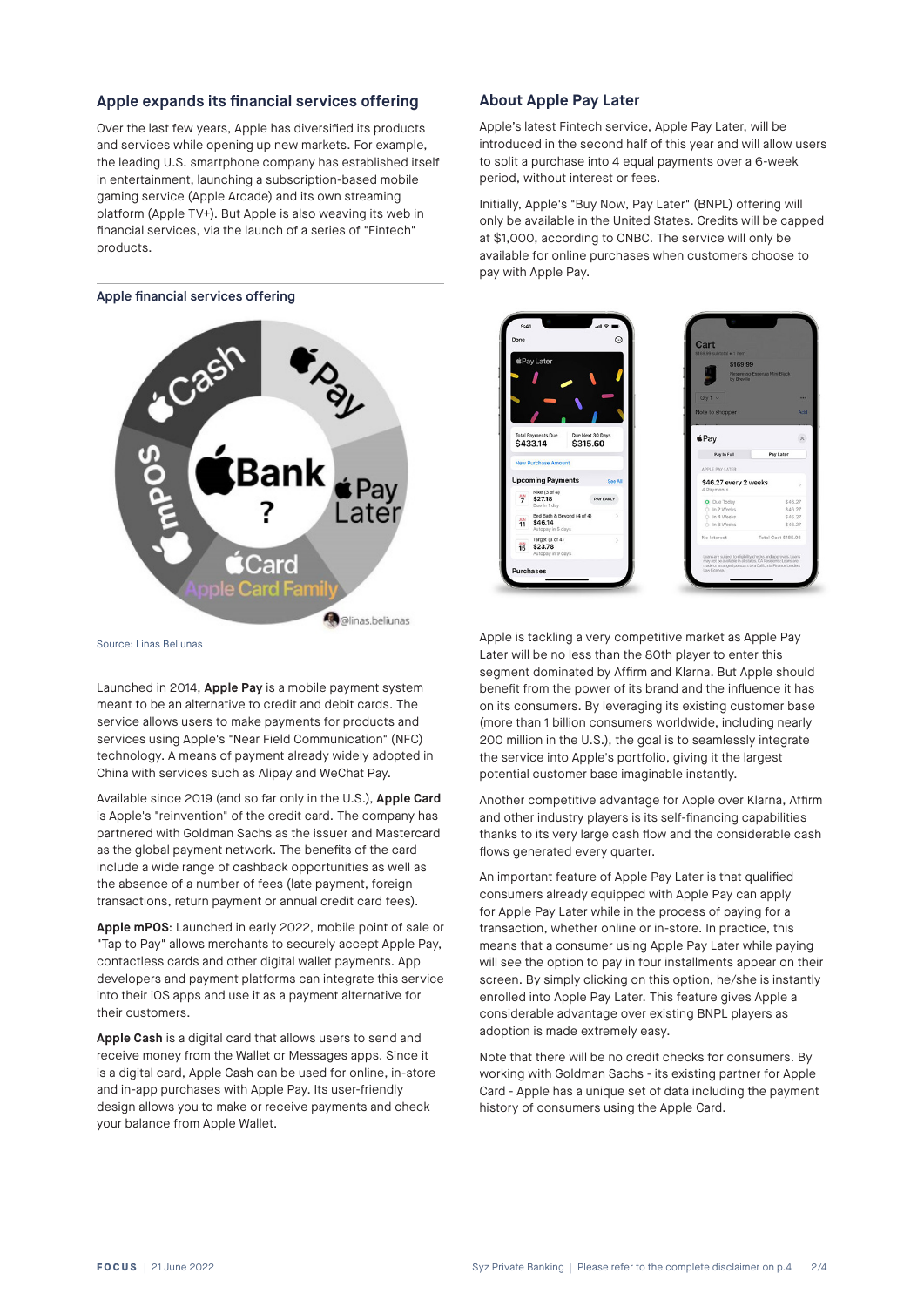## Apple expands its financial services offering

Over the last few years, Apple has diversified its products and services while opening up new markets. For example, the leading U.S. smartphone company has established itself in entertainment, launching a subscription-based mobile gaming service (Apple Arcade) and its own streaming platform (Apple TV+). But Apple is also weaving its web in financial services, via the launch of a series of "Fintech" products.

### Apple financial services offering

Source: Linas Beliunas

Launched in 2014, **Apple Pay** is a mobile payment system meant to be an alternative to credit and debit cards. The service allows users to make payments for products and services using Apple's "Near Field Communication" (NFC) technology. A means of payment already widely adopted in China with services such as Alipay and WeChat Pay.

Available since 2019 (and so far only in the U.S.), **Apple Card** is Apple's "reinvention" of the credit card. The company has partnered with Goldman Sachs as the issuer and Mastercard as the global payment network. The benefits of the card include a wide range of cashback opportunities as well as the absence of a number of fees (late payment, foreign transactions, return payment or annual credit card fees).

**Apple mPOS**: Launched in early 2022, mobile point of sale or "Tap to Pay" allows merchants to securely accept Apple Pay, contactless cards and other digital wallet payments. App developers and payment platforms can integrate this service into their iOS apps and use it as a payment alternative for their customers.

**Apple Cash** is a digital card that allows users to send and receive money from the Wallet or Messages apps. Since it is a digital card, Apple Cash can be used for online, in-store and in-app purchases with Apple Pay. Its user-friendly design allows you to make or receive payments and check your balance from Apple Wallet.

## About Apple Pay Later

Apple's latest Fintech service, Apple Pay Later, will be introduced in the second half of this year and will allow users to split a purchase into 4 equal payments over a 6-week period, without interest or fees.

Initially, Apple's "Buy Now, Pay Later" (BNPL) offering will only be available in the United States. Credits will be capped at $1,000, according to CNBC. The service will only be available for online purchases when customers choose to pay with Apple Pay.

Apple is tackling a very competitive market as Apple Pay Later will be no less than the 80th player to enter this segment dominated by Affirm and Klarna. But Apple should benefit from the power of its brand and the influence it has on its consumers. By leveraging its existing customer base (more than 1 billion consumers worldwide, including nearly 200 million in the U.S.), the goal is to seamlessly integrate the service into Apple's portfolio, giving it the largest potential customer base imaginable instantly.

Another competitive advantage for Apple over Klarna, Affirm and other industry players is its self-financing capabilities thanks to its very large cash flow and the considerable cash flows generated every quarter.

An important feature of Apple Pay Later is that qualified consumers already equipped with Apple Pay can apply for Apple Pay Later while in the process of paying for a transaction, whether online or in-store. In practice, this means that a consumer using Apple Pay Later while paying will see the option to pay in four installments appear on their screen. By simply clicking on this option, he/she is instantly enrolled into Apple Pay Later. This feature gives Apple a considerable advantage over existing BNPL players as adoption is made extremely easy.

Note that there will be no credit checks for consumers. By working with Goldman Sachs - its existing partner for Apple Card - Apple has a unique set of data including the payment history of consumers using the Apple Card.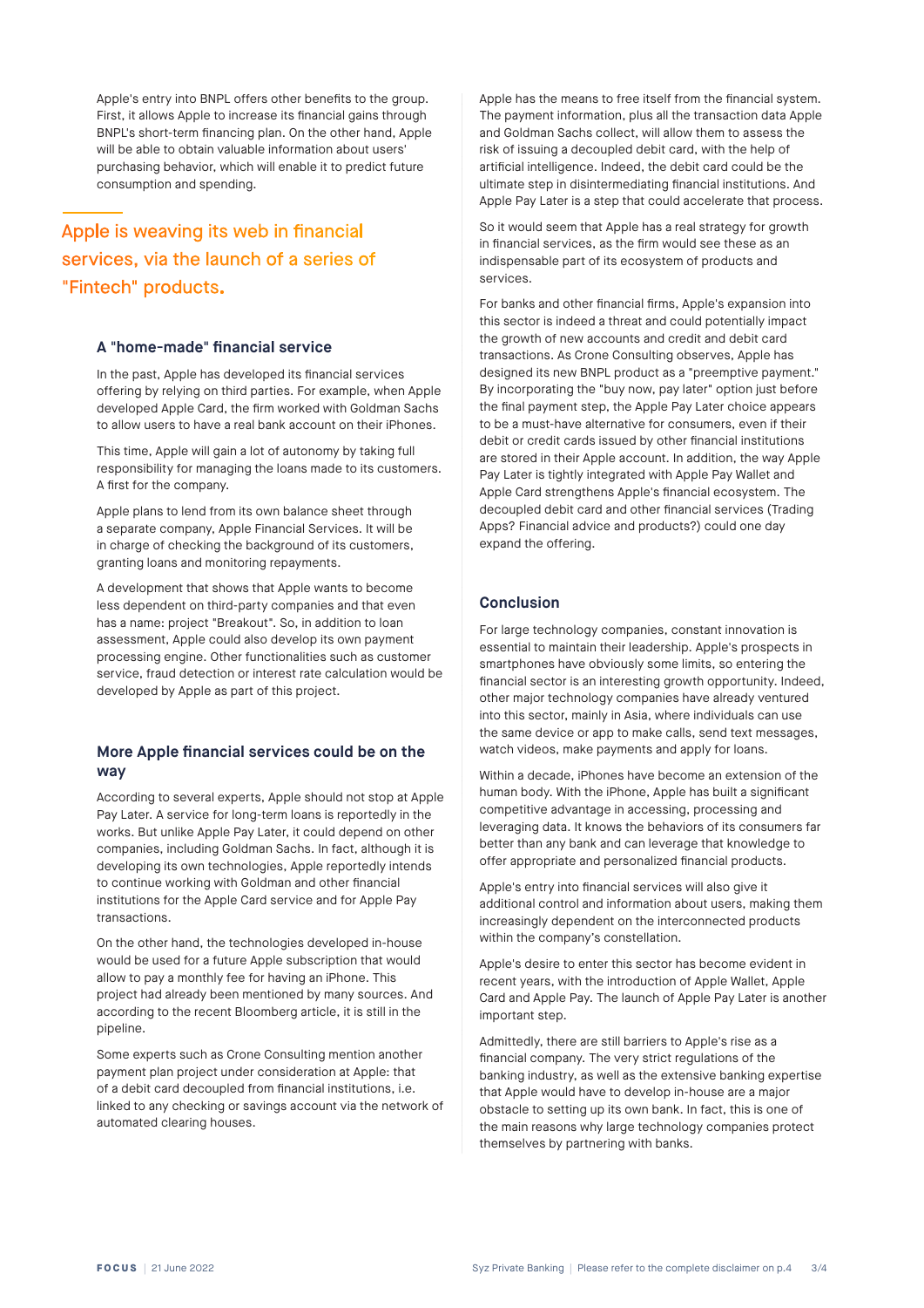Apple's entry into BNPL offers other benefits to the group. First, it allows Apple to increase its financial gains through BNPL's short-term financing plan. On the other hand, Apple will be able to obtain valuable information about users' purchasing behavior, which will enable it to predict future consumption and spending.

> Apple is weaving its web in financial services, via the launch of a series of "Fintech" products.

### A "home-made" financial service

In the past, Apple has developed its financial services offering by relying on third parties. For example, when Apple developed Apple Card, the firm worked with Goldman Sachs to allow users to have a real bank account on their iPhones.

This time, Apple will gain a lot of autonomy by taking full responsibility for managing the loans made to its customers. A first for the company.

Apple plans to lend from its own balance sheet through a separate company, Apple Financial Services. It will be in charge of checking the background of its customers, granting loans and monitoring repayments.

A development that shows that Apple wants to become less dependent on third-party companies and that even has a name: project "Breakout". So, in addition to loan assessment, Apple could also develop its own payment processing engine. Other functionalities such as customer service, fraud detection or interest rate calculation would be developed by Apple as part of this project.

### More Apple financial services could be on the way

According to several experts, Apple should not stop at Apple Pay Later. A service for long-term loans is reportedly in the works. But unlike Apple Pay Later, it could depend on other companies, including Goldman Sachs. In fact, although it is developing its own technologies, Apple reportedly intends to continue working with Goldman and other financial institutions for the Apple Card service and for Apple Pay transactions.

On the other hand, the technologies developed in-house would be used for a future Apple subscription that would allow to pay a monthly fee for having an iPhone. This project had already been mentioned by many sources. And according to the recent Bloomberg article, it is still in the pipeline.

Some experts such as Crone Consulting mention another payment plan project under consideration at Apple: that of a debit card decoupled from financial institutions, i.e. linked to any checking or savings account via the network of automated clearing houses.

Apple has the means to free itself from the financial system. The payment information, plus all the transaction data Apple and Goldman Sachs collect, will allow them to assess the risk of issuing a decoupled debit card, with the help of artificial intelligence. Indeed, the debit card could be the ultimate step in disintermediating financial institutions. And Apple Pay Later is a step that could accelerate that process.

So it would seem that Apple has a real strategy for growth in financial services, as the firm would see these as an indispensable part of its ecosystem of products and services.

For banks and other financial firms, Apple's expansion into this sector is indeed a threat and could potentially impact the growth of new accounts and credit and debit card transactions. As Crone Consulting observes, Apple has designed its new BNPL product as a "preemptive payment." By incorporating the "buy now, pay later" option just before the final payment step, the Apple Pay Later choice appears to be a must-have alternative for consumers, even if their debit or credit cards issued by other financial institutions are stored in their Apple account. In addition, the way Apple Pay Later is tightly integrated with Apple Pay Wallet and Apple Card strengthens Apple's financial ecosystem. The decoupled debit card and other financial services (Trading Apps? Financial advice and products?) could one day expand the offering.

### Conclusion

For large technology companies, constant innovation is essential to maintain their leadership. Apple's prospects in smartphones have obviously some limits, so entering the financial sector is an interesting growth opportunity. Indeed, other major technology companies have already ventured into this sector, mainly in Asia, where individuals can use the same device or app to make calls, send text messages, watch videos, make payments and apply for loans.

Within a decade, iPhones have become an extension of the human body. With the iPhone, Apple has built a significant competitive advantage in accessing, processing and leveraging data. It knows the behaviors of its consumers far better than any bank and can leverage that knowledge to offer appropriate and personalized financial products.

Apple's entry into financial services will also give it additional control and information about users, making them increasingly dependent on the interconnected products within the company's constellation.

Apple's desire to enter this sector has become evident in recent years, with the introduction of Apple Wallet, Apple Card and Apple Pay. The launch of Apple Pay Later is another important step.

Admittedly, there are still barriers to Apple's rise as a financial company. The very strict regulations of the banking industry, as well as the extensive banking expertise that Apple would have to develop in-house are a major obstacle to setting up its own bank. In fact, this is one of the main reasons why large technology companies protect themselves by partnering with banks.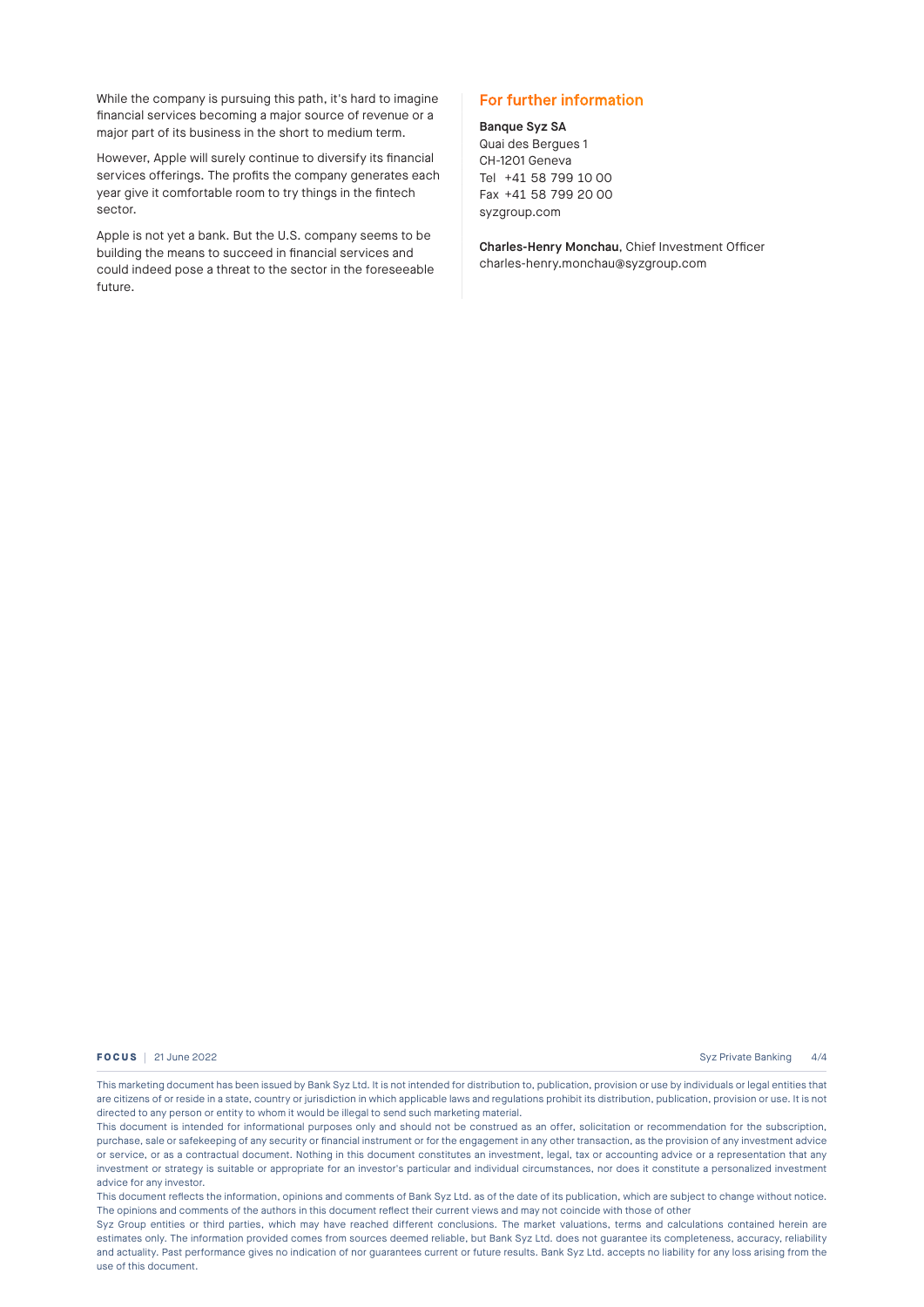While the company is pursuing this path, it's hard to imagine financial services becoming a major source of revenue or a major part of its business in the short to medium term.

However, Apple will surely continue to diversify its financial services offerings. The profits the company generates each year give it comfortable room to try things in the fintech sector.

Apple is not yet a bank. But the U.S. company seems to be building the means to succeed in financial services and could indeed pose a threat to the sector in the foreseeable future.

## For further information

**Banque Syz SA**
Quai des Bergues 1
CH-1201 Geneva
Tel +41 58 799 10 00
Fax +41 58 799 20 00
syzgroup.com

**Charles-Henry Monchau**, Chief Investment Officer
charles-henry.monchau@syzgroup.com

This marketing document has been issued by Bank Syz Ltd. It is not intended for distribution to, publication, provision or use by individuals or legal entities that are citizens of or reside in a state, country or jurisdiction in which applicable laws and regulations prohibit its distribution, publication, provision or use. It is not directed to any person or entity to whom it would be illegal to send such marketing material.
This document is intended for informational purposes only and should not be construed as an offer, solicitation or recommendation for the subscription, purchase, sale or safekeeping of any security or financial instrument or for the engagement in any other transaction, as the provision of any investment advice or service, or as a contractual document. Nothing in this document constitutes an investment, legal, tax or accounting advice or a representation that any investment or strategy is suitable or appropriate for an investor's particular and individual circumstances, nor does it constitute a personalized investment advice for any investor.
This document reflects the information, opinions and comments of Bank Syz Ltd. as of the date of its publication, which are subject to change without notice. The opinions and comments of the authors in this document reflect their current views and may not coincide with those of other
Syz Group entities or third parties, which may have reached different conclusions. The market valuations, terms and calculations contained herein are estimates only. The information provided comes from sources deemed reliable, but Bank Syz Ltd. does not guarantee its completeness, accuracy, reliability and actuality. Past performance gives no indication of nor guarantees current or future results. Bank Syz Ltd. accepts no liability for any loss arising from the use of this document.